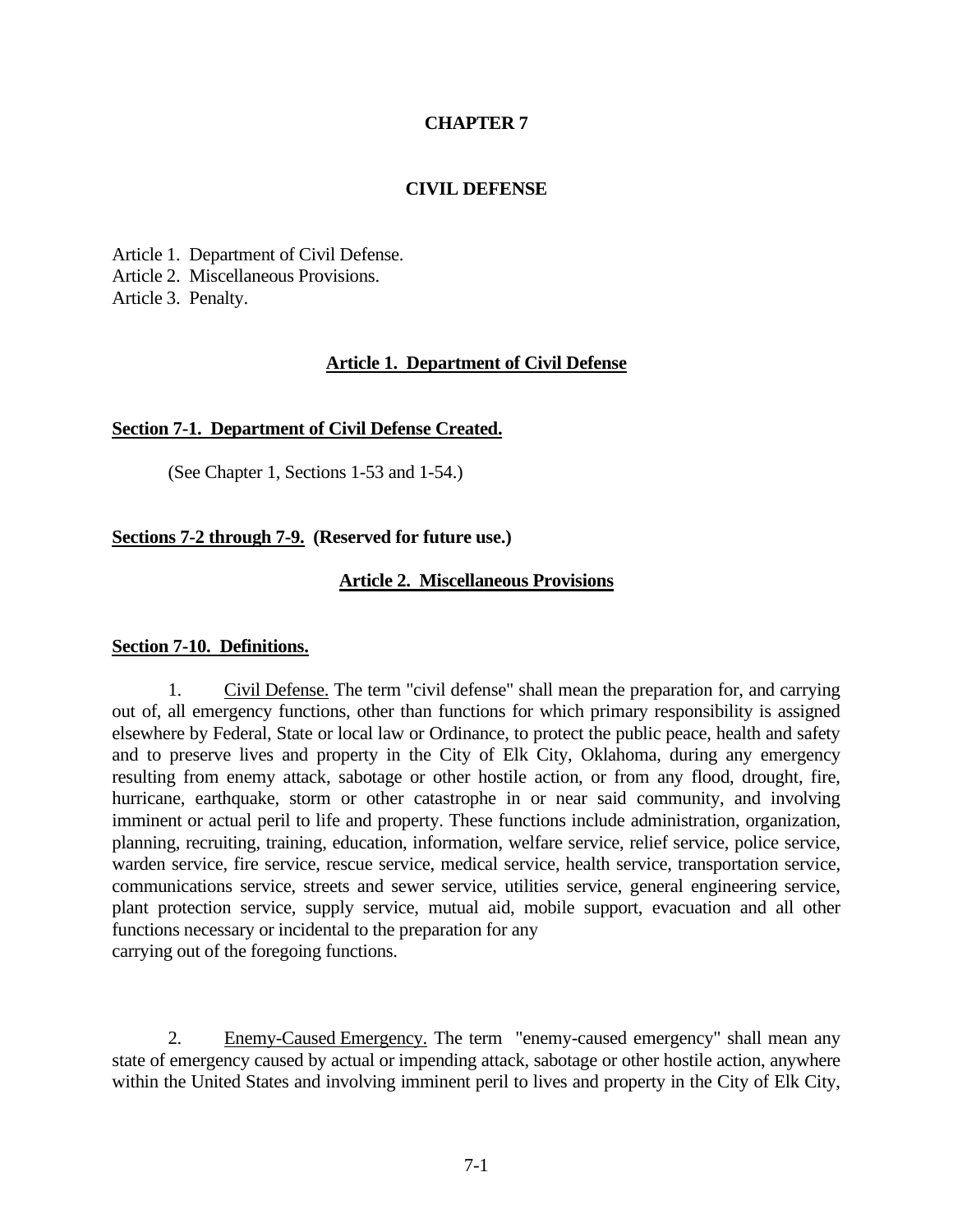# CHAPTER 7

# CIVIL DEFENSE

Article 1. Department of Civil Defense.
Article 2. Miscellaneous Provisions.
Article 3. Penalty.

## Article 1. Department of Civil Defense

### Section 7-1. Department of Civil Defense Created.

(See Chapter 1, Sections 1-53 and 1-54.)

### Sections 7-2 through 7-9. (Reserved for future use.)

## Article 2. Miscellaneous Provisions

### Section 7-10. Definitions.

1. Civil Defense. The term "civil defense" shall mean the preparation for, and carrying out of, all emergency functions, other than functions for which primary responsibility is assigned elsewhere by Federal, State or local law or Ordinance, to protect the public peace, health and safety and to preserve lives and property in the City of Elk City, Oklahoma, during any emergency resulting from enemy attack, sabotage or other hostile action, or from any flood, drought, fire, hurricane, earthquake, storm or other catastrophe in or near said community, and involving imminent or actual peril to life and property. These functions include administration, organization, planning, recruiting, training, education, information, welfare service, relief service, police service, warden service, fire service, rescue service, medical service, health service, transportation service, communications service, streets and sewer service, utilities service, general engineering service, plant protection service, supply service, mutual aid, mobile support, evacuation and all other functions necessary or incidental to the preparation for any carrying out of the foregoing functions.

2. Enemy-Caused Emergency. The term "enemy-caused emergency" shall mean any state of emergency caused by actual or impending attack, sabotage or other hostile action, anywhere within the United States and involving imminent peril to lives and property in the City of Elk City,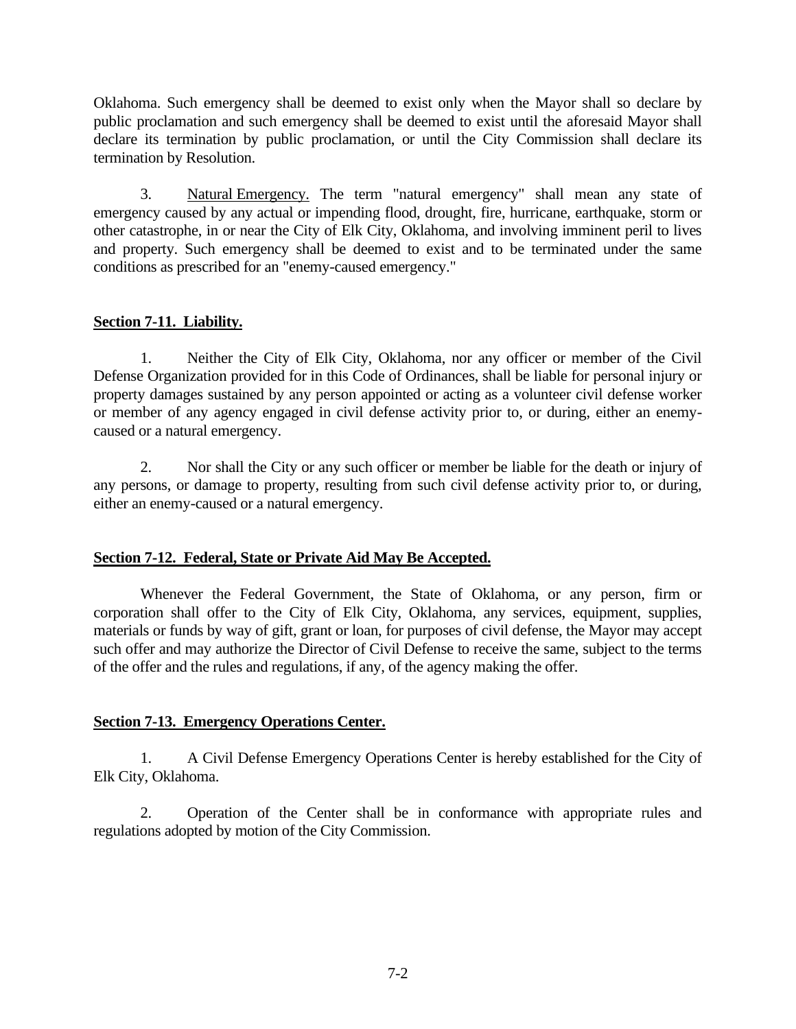Oklahoma. Such emergency shall be deemed to exist only when the Mayor shall so declare by public proclamation and such emergency shall be deemed to exist until the aforesaid Mayor shall declare its termination by public proclamation, or until the City Commission shall declare its termination by Resolution.

3. Natural Emergency. The term "natural emergency" shall mean any state of emergency caused by any actual or impending flood, drought, fire, hurricane, earthquake, storm or other catastrophe, in or near the City of Elk City, Oklahoma, and involving imminent peril to lives and property. Such emergency shall be deemed to exist and to be terminated under the same conditions as prescribed for an "enemy-caused emergency."

**Section 7-11. Liability.**

1. Neither the City of Elk City, Oklahoma, nor any officer or member of the Civil Defense Organization provided for in this Code of Ordinances, shall be liable for personal injury or property damages sustained by any person appointed or acting as a volunteer civil defense worker or member of any agency engaged in civil defense activity prior to, or during, either an enemy-caused or a natural emergency.

2. Nor shall the City or any such officer or member be liable for the death or injury of any persons, or damage to property, resulting from such civil defense activity prior to, or during, either an enemy-caused or a natural emergency.

**Section 7-12. Federal, State or Private Aid May Be Accepted.**

Whenever the Federal Government, the State of Oklahoma, or any person, firm or corporation shall offer to the City of Elk City, Oklahoma, any services, equipment, supplies, materials or funds by way of gift, grant or loan, for purposes of civil defense, the Mayor may accept such offer and may authorize the Director of Civil Defense to receive the same, subject to the terms of the offer and the rules and regulations, if any, of the agency making the offer.

**Section 7-13. Emergency Operations Center.**

1. A Civil Defense Emergency Operations Center is hereby established for the City of Elk City, Oklahoma.

2. Operation of the Center shall be in conformance with appropriate rules and regulations adopted by motion of the City Commission.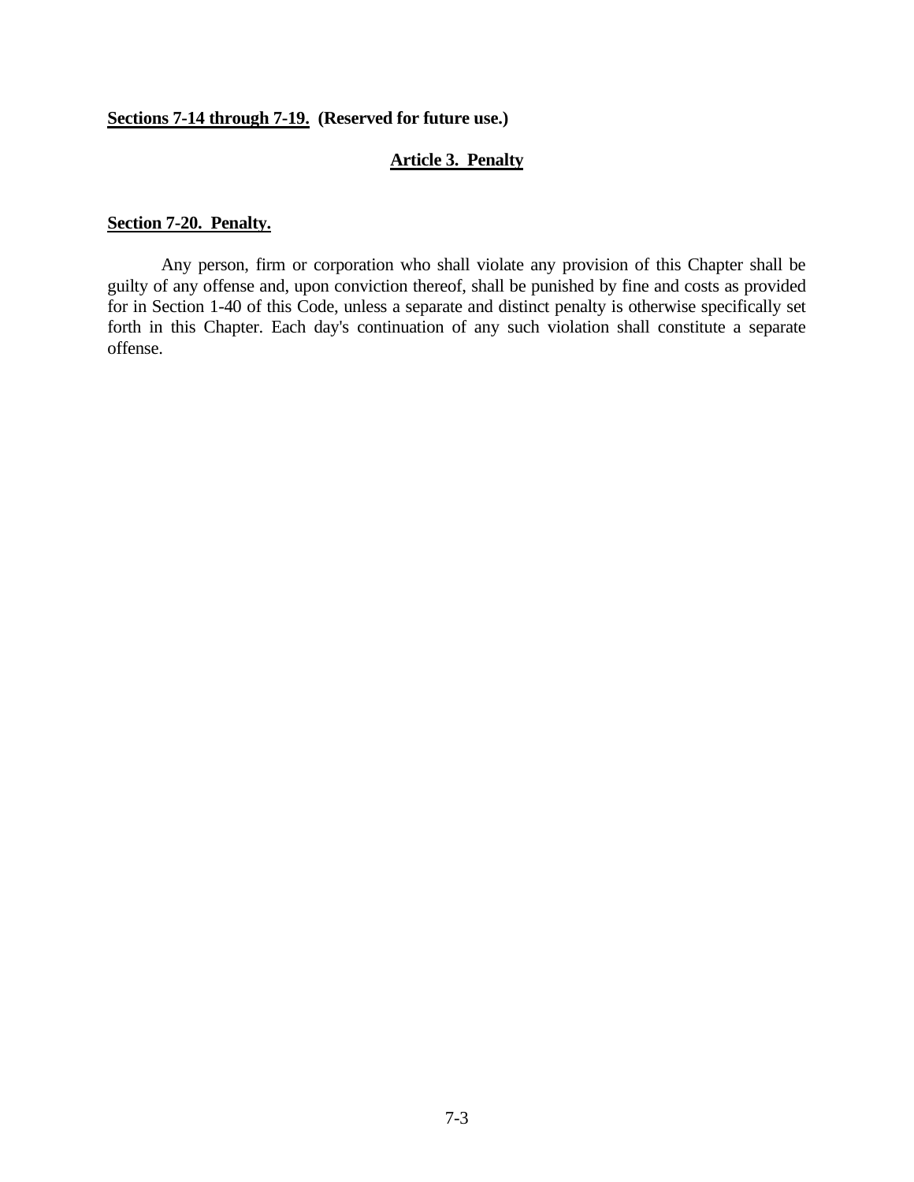**Sections 7-14 through 7-19. (Reserved for future use.)**

## Article 3. Penalty

### Section 7-20. Penalty.

Any person, firm or corporation who shall violate any provision of this Chapter shall be guilty of any offense and, upon conviction thereof, shall be punished by fine and costs as provided for in Section 1-40 of this Code, unless a separate and distinct penalty is otherwise specifically set forth in this Chapter. Each day's continuation of any such violation shall constitute a separate offense.